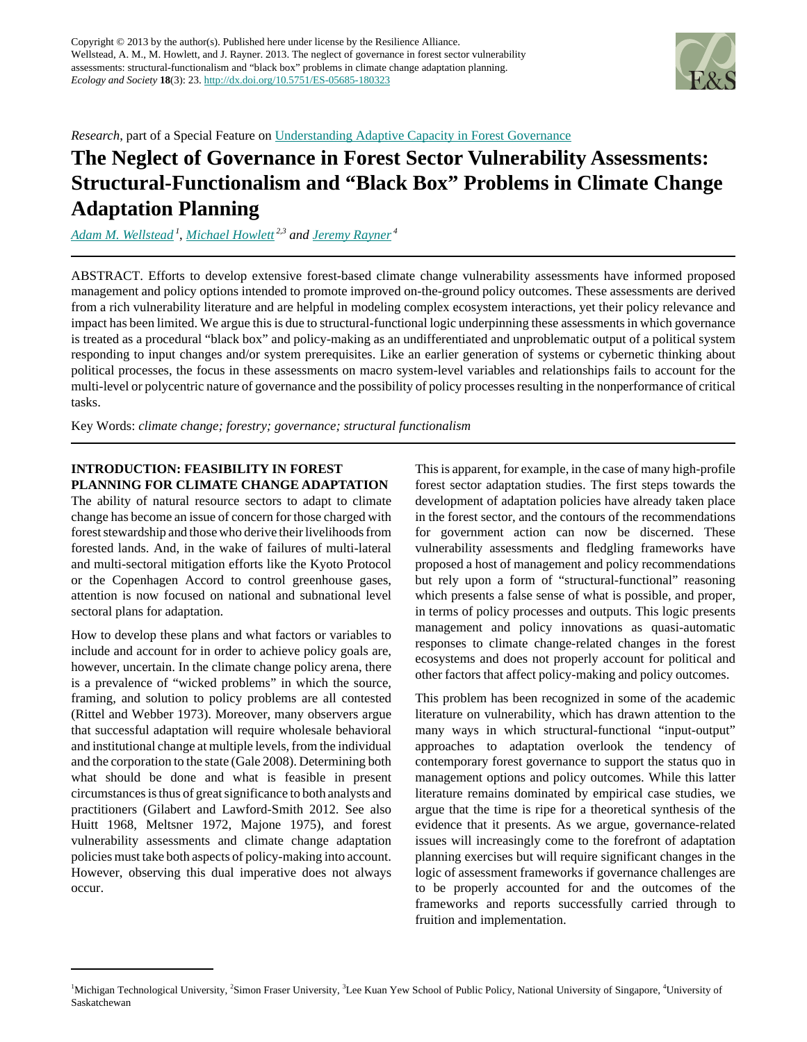Copyright © 2013 by the author(s). Published here under license by the Resilience Alliance.
Wellstead, A. M., M. Howlett, and J. Rayner. 2013. The neglect of governance in forest sector vulnerability assessments: structural-functionalism and "black box" problems in climate change adaptation planning. *Ecology and Society* **18**(3): 23. http://dx.doi.org/10.5751/ES-05685-180323

*Research*, part of a Special Feature on Understanding Adaptive Capacity in Forest Governance

# The Neglect of Governance in Forest Sector Vulnerability Assessments: Structural-Functionalism and "Black Box" Problems in Climate Change Adaptation Planning

*Adam M. Wellstead* [1], *Michael Howlett* [2,3] *and Jeremy Rayner* [4]

ABSTRACT. Efforts to develop extensive forest-based climate change vulnerability assessments have informed proposed management and policy options intended to promote improved on-the-ground policy outcomes. These assessments are derived from a rich vulnerability literature and are helpful in modeling complex ecosystem interactions, yet their policy relevance and impact has been limited. We argue this is due to structural-functional logic underpinning these assessments in which governance is treated as a procedural "black box" and policy-making as an undifferentiated and unproblematic output of a political system responding to input changes and/or system prerequisites. Like an earlier generation of systems or cybernetic thinking about political processes, the focus in these assessments on macro system-level variables and relationships fails to account for the multi-level or polycentric nature of governance and the possibility of policy processes resulting in the nonperformance of critical tasks.

Key Words: *climate change; forestry; governance; structural functionalism*

## INTRODUCTION: FEASIBILITY IN FOREST PLANNING FOR CLIMATE CHANGE ADAPTATION

The ability of natural resource sectors to adapt to climate change has become an issue of concern for those charged with forest stewardship and those who derive their livelihoods from forested lands. And, in the wake of failures of multi-lateral and multi-sectoral mitigation efforts like the Kyoto Protocol or the Copenhagen Accord to control greenhouse gases, attention is now focused on national and subnational level sectoral plans for adaptation.

How to develop these plans and what factors or variables to include and account for in order to achieve policy goals are, however, uncertain. In the climate change policy arena, there is a prevalence of "wicked problems" in which the source, framing, and solution to policy problems are all contested (Rittel and Webber 1973). Moreover, many observers argue that successful adaptation will require wholesale behavioral and institutional change at multiple levels, from the individual and the corporation to the state (Gale 2008). Determining both what should be done and what is feasible in present circumstances is thus of great significance to both analysts and practitioners (Gilabert and Lawford-Smith 2012. See also Huitt 1968, Meltsner 1972, Majone 1975), and forest vulnerability assessments and climate change adaptation policies must take both aspects of policy-making into account. However, observing this dual imperative does not always occur.

This is apparent, for example, in the case of many high-profile forest sector adaptation studies. The first steps towards the development of adaptation policies have already taken place in the forest sector, and the contours of the recommendations for government action can now be discerned. These vulnerability assessments and fledgling frameworks have proposed a host of management and policy recommendations but rely upon a form of "structural-functional" reasoning which presents a false sense of what is possible, and proper, in terms of policy processes and outputs. This logic presents management and policy innovations as quasi-automatic responses to climate change-related changes in the forest ecosystems and does not properly account for political and other factors that affect policy-making and policy outcomes.

This problem has been recognized in some of the academic literature on vulnerability, which has drawn attention to the many ways in which structural-functional "input-output" approaches to adaptation overlook the tendency of contemporary forest governance to support the status quo in management options and policy outcomes. While this latter literature remains dominated by empirical case studies, we argue that the time is ripe for a theoretical synthesis of the evidence that it presents. As we argue, governance-related issues will increasingly come to the forefront of adaptation planning exercises but will require significant changes in the logic of assessment frameworks if governance challenges are to be properly accounted for and the outcomes of the frameworks and reports successfully carried through to fruition and implementation.

[1]Michigan Technological University, [2]Simon Fraser University, [3]Lee Kuan Yew School of Public Policy, National University of Singapore, [4]University of Saskatchewan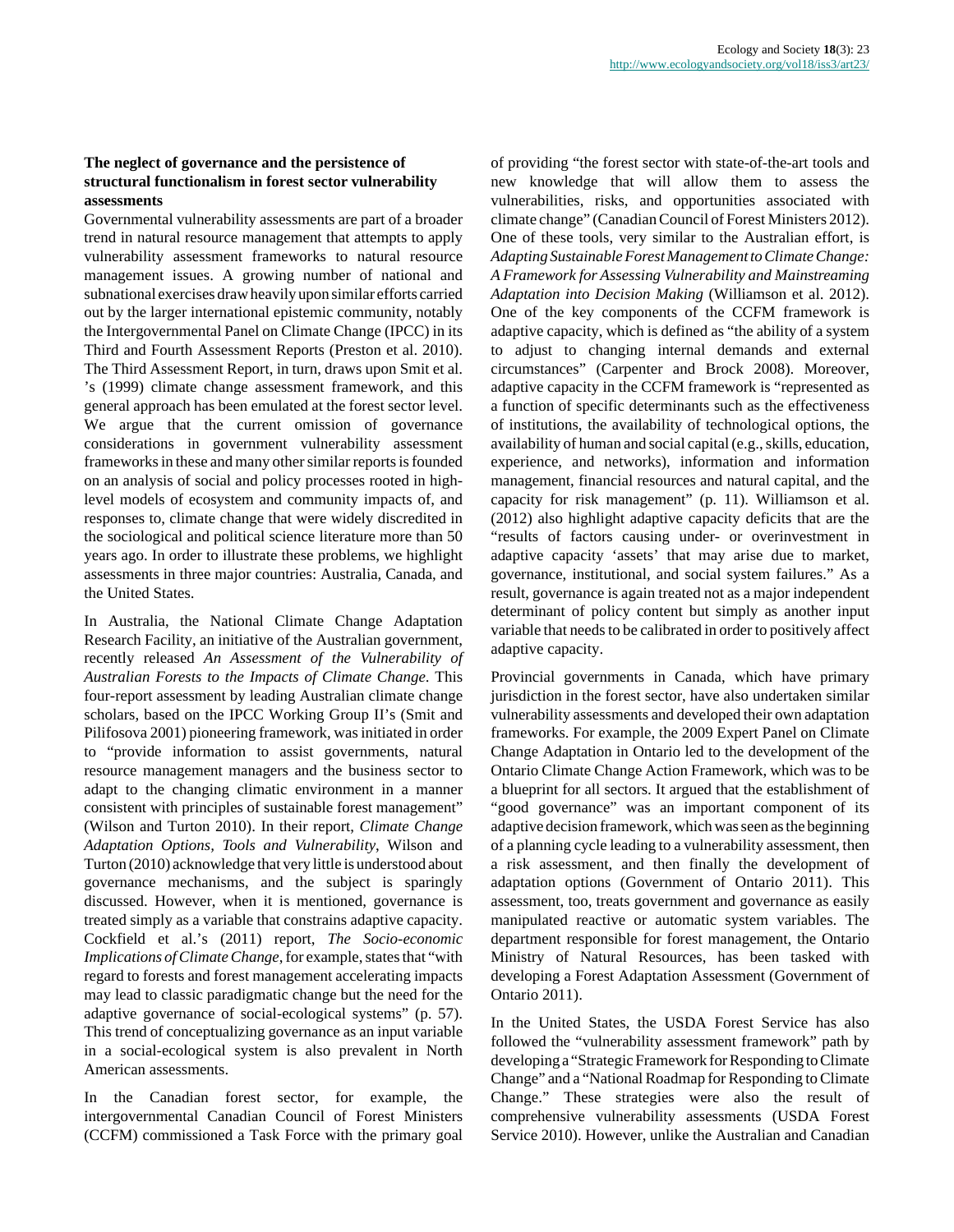### The neglect of governance and the persistence of structural functionalism in forest sector vulnerability assessments

Governmental vulnerability assessments are part of a broader trend in natural resource management that attempts to apply vulnerability assessment frameworks to natural resource management issues. A growing number of national and subnational exercises draw heavily upon similar efforts carried out by the larger international epistemic community, notably the Intergovernmental Panel on Climate Change (IPCC) in its Third and Fourth Assessment Reports (Preston et al. 2010). The Third Assessment Report, in turn, draws upon Smit et al. 's (1999) climate change assessment framework, and this general approach has been emulated at the forest sector level. We argue that the current omission of governance considerations in government vulnerability assessment frameworks in these and many other similar reports is founded on an analysis of social and policy processes rooted in high-level models of ecosystem and community impacts of, and responses to, climate change that were widely discredited in the sociological and political science literature more than 50 years ago. In order to illustrate these problems, we highlight assessments in three major countries: Australia, Canada, and the United States.

In Australia, the National Climate Change Adaptation Research Facility, an initiative of the Australian government, recently released *An Assessment of the Vulnerability of Australian Forests to the Impacts of Climate Change*. This four-report assessment by leading Australian climate change scholars, based on the IPCC Working Group II's (Smit and Pilifosova 2001) pioneering framework, was initiated in order to "provide information to assist governments, natural resource management managers and the business sector to adapt to the changing climatic environment in a manner consistent with principles of sustainable forest management" (Wilson and Turton 2010). In their report, *Climate Change Adaptation Options, Tools and Vulnerability*, Wilson and Turton (2010) acknowledge that very little is understood about governance mechanisms, and the subject is sparingly discussed. However, when it is mentioned, governance is treated simply as a variable that constrains adaptive capacity. Cockfield et al.'s (2011) report, *The Socio-economic Implications of Climate Change*, for example, states that "with regard to forests and forest management accelerating impacts may lead to classic paradigmatic change but the need for the adaptive governance of social-ecological systems" (p. 57). This trend of conceptualizing governance as an input variable in a social-ecological system is also prevalent in North American assessments.

In the Canadian forest sector, for example, the intergovernmental Canadian Council of Forest Ministers (CCFM) commissioned a Task Force with the primary goal of providing "the forest sector with state-of-the-art tools and new knowledge that will allow them to assess the vulnerabilities, risks, and opportunities associated with climate change" (Canadian Council of Forest Ministers 2012). One of these tools, very similar to the Australian effort, is *Adapting Sustainable Forest Management to Climate Change: A Framework for Assessing Vulnerability and Mainstreaming Adaptation into Decision Making* (Williamson et al. 2012). One of the key components of the CCFM framework is adaptive capacity, which is defined as "the ability of a system to adjust to changing internal demands and external circumstances" (Carpenter and Brock 2008). Moreover, adaptive capacity in the CCFM framework is "represented as a function of specific determinants such as the effectiveness of institutions, the availability of technological options, the availability of human and social capital (e.g., skills, education, experience, and networks), information and information management, financial resources and natural capital, and the capacity for risk management" (p. 11). Williamson et al. (2012) also highlight adaptive capacity deficits that are the "results of factors causing under- or overinvestment in adaptive capacity 'assets' that may arise due to market, governance, institutional, and social system failures." As a result, governance is again treated not as a major independent determinant of policy content but simply as another input variable that needs to be calibrated in order to positively affect adaptive capacity.

Provincial governments in Canada, which have primary jurisdiction in the forest sector, have also undertaken similar vulnerability assessments and developed their own adaptation frameworks. For example, the 2009 Expert Panel on Climate Change Adaptation in Ontario led to the development of the Ontario Climate Change Action Framework, which was to be a blueprint for all sectors. It argued that the establishment of "good governance" was an important component of its adaptive decision framework, which was seen as the beginning of a planning cycle leading to a vulnerability assessment, then a risk assessment, and then finally the development of adaptation options (Government of Ontario 2011). This assessment, too, treats government and governance as easily manipulated reactive or automatic system variables. The department responsible for forest management, the Ontario Ministry of Natural Resources, has been tasked with developing a Forest Adaptation Assessment (Government of Ontario 2011).

In the United States, the USDA Forest Service has also followed the "vulnerability assessment framework" path by developing a "Strategic Framework for Responding to Climate Change" and a "National Roadmap for Responding to Climate Change." These strategies were also the result of comprehensive vulnerability assessments (USDA Forest Service 2010). However, unlike the Australian and Canadian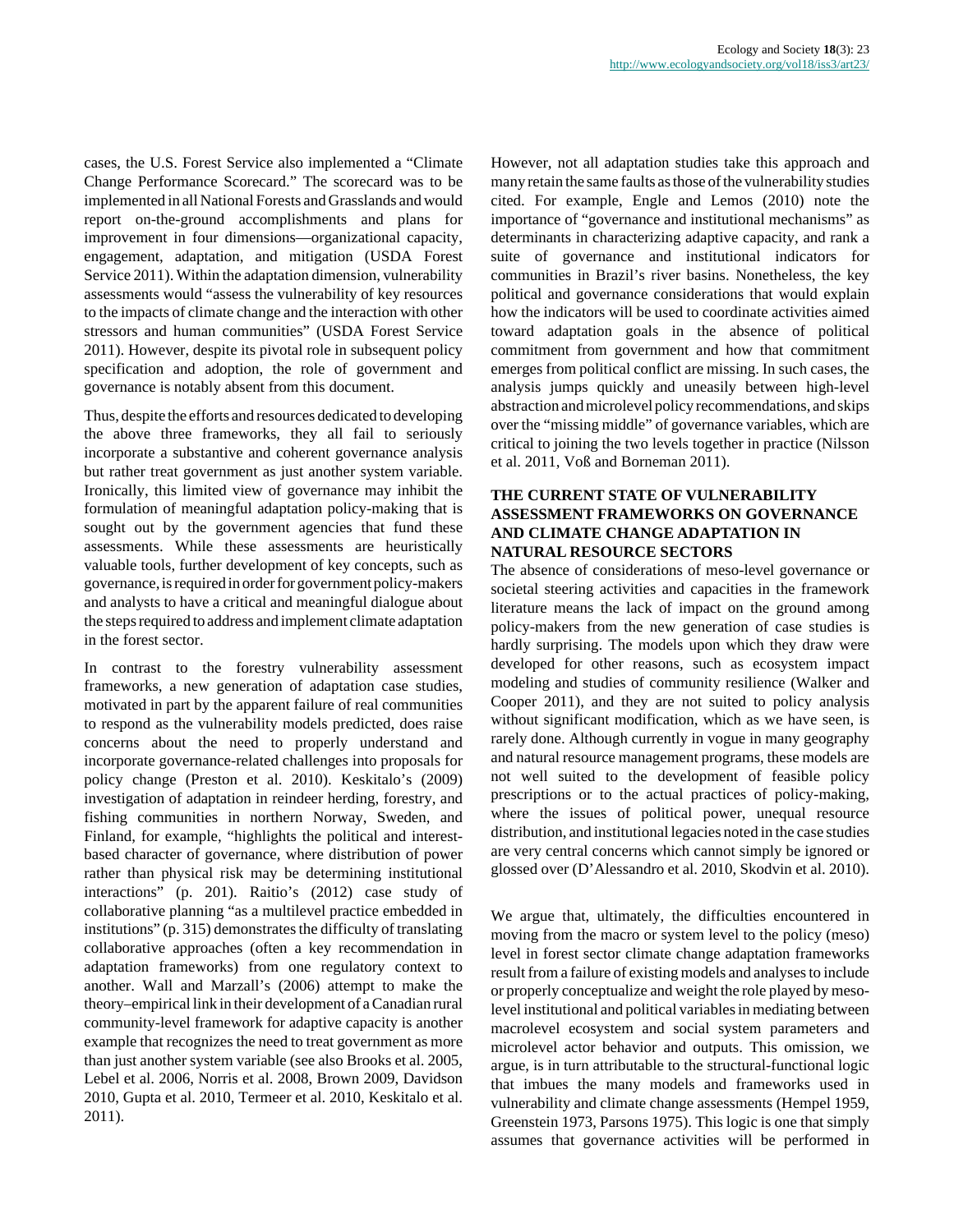cases, the U.S. Forest Service also implemented a "Climate Change Performance Scorecard." The scorecard was to be implemented in all National Forests and Grasslands and would report on-the-ground accomplishments and plans for improvement in four dimensions—organizational capacity, engagement, adaptation, and mitigation (USDA Forest Service 2011). Within the adaptation dimension, vulnerability assessments would "assess the vulnerability of key resources to the impacts of climate change and the interaction with other stressors and human communities" (USDA Forest Service 2011). However, despite its pivotal role in subsequent policy specification and adoption, the role of government and governance is notably absent from this document.

Thus, despite the efforts and resources dedicated to developing the above three frameworks, they all fail to seriously incorporate a substantive and coherent governance analysis but rather treat government as just another system variable. Ironically, this limited view of governance may inhibit the formulation of meaningful adaptation policy-making that is sought out by the government agencies that fund these assessments. While these assessments are heuristically valuable tools, further development of key concepts, such as governance, is required in order for government policy-makers and analysts to have a critical and meaningful dialogue about the steps required to address and implement climate adaptation in the forest sector.

In contrast to the forestry vulnerability assessment frameworks, a new generation of adaptation case studies, motivated in part by the apparent failure of real communities to respond as the vulnerability models predicted, does raise concerns about the need to properly understand and incorporate governance-related challenges into proposals for policy change (Preston et al. 2010). Keskitalo's (2009) investigation of adaptation in reindeer herding, forestry, and fishing communities in northern Norway, Sweden, and Finland, for example, "highlights the political and interest-based character of governance, where distribution of power rather than physical risk may be determining institutional interactions" (p. 201). Raitio's (2012) case study of collaborative planning "as a multilevel practice embedded in institutions" (p. 315) demonstrates the difficulty of translating collaborative approaches (often a key recommendation in adaptation frameworks) from one regulatory context to another. Wall and Marzall's (2006) attempt to make the theory–empirical link in their development of a Canadian rural community-level framework for adaptive capacity is another example that recognizes the need to treat government as more than just another system variable (see also Brooks et al. 2005, Lebel et al. 2006, Norris et al. 2008, Brown 2009, Davidson 2010, Gupta et al. 2010, Termeer et al. 2010, Keskitalo et al. 2011).

However, not all adaptation studies take this approach and many retain the same faults as those of the vulnerability studies cited. For example, Engle and Lemos (2010) note the importance of "governance and institutional mechanisms" as determinants in characterizing adaptive capacity, and rank a suite of governance and institutional indicators for communities in Brazil's river basins. Nonetheless, the key political and governance considerations that would explain how the indicators will be used to coordinate activities aimed toward adaptation goals in the absence of political commitment from government and how that commitment emerges from political conflict are missing. In such cases, the analysis jumps quickly and uneasily between high-level abstraction and microlevel policy recommendations, and skips over the "missing middle" of governance variables, which are critical to joining the two levels together in practice (Nilsson et al. 2011, Voß and Borneman 2011).

## THE CURRENT STATE OF VULNERABILITY ASSESSMENT FRAMEWORKS ON GOVERNANCE AND CLIMATE CHANGE ADAPTATION IN NATURAL RESOURCE SECTORS

The absence of considerations of meso-level governance or societal steering activities and capacities in the framework literature means the lack of impact on the ground among policy-makers from the new generation of case studies is hardly surprising. The models upon which they draw were developed for other reasons, such as ecosystem impact modeling and studies of community resilience (Walker and Cooper 2011), and they are not suited to policy analysis without significant modification, which as we have seen, is rarely done. Although currently in vogue in many geography and natural resource management programs, these models are not well suited to the development of feasible policy prescriptions or to the actual practices of policy-making, where the issues of political power, unequal resource distribution, and institutional legacies noted in the case studies are very central concerns which cannot simply be ignored or glossed over (D'Alessandro et al. 2010, Skodvin et al. 2010).

We argue that, ultimately, the difficulties encountered in moving from the macro or system level to the policy (meso) level in forest sector climate change adaptation frameworks result from a failure of existing models and analyses to include or properly conceptualize and weight the role played by meso-level institutional and political variables in mediating between macrolevel ecosystem and social system parameters and microlevel actor behavior and outputs. This omission, we argue, is in turn attributable to the structural-functional logic that imbues the many models and frameworks used in vulnerability and climate change assessments (Hempel 1959, Greenstein 1973, Parsons 1975). This logic is one that simply assumes that governance activities will be performed in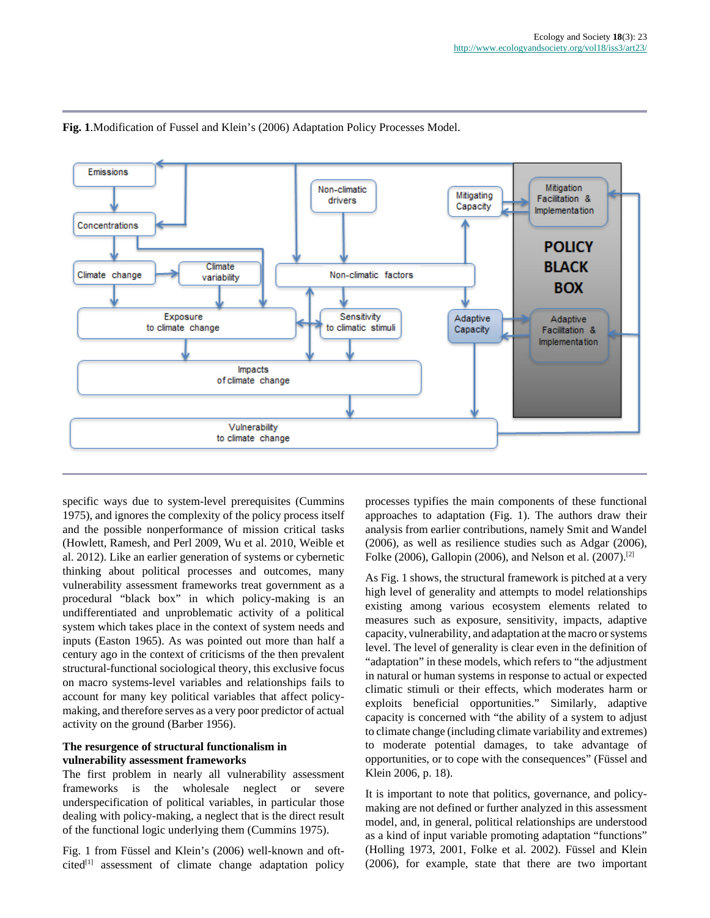**Fig. 1**.Modification of Fussel and Klein's (2006) Adaptation Policy Processes Model.

specific ways due to system-level prerequisites (Cummins 1975), and ignores the complexity of the policy process itself and the possible nonperformance of mission critical tasks (Howlett, Ramesh, and Perl 2009, Wu et al. 2010, Weible et al. 2012). Like an earlier generation of systems or cybernetic thinking about political processes and outcomes, many vulnerability assessment frameworks treat government as a procedural "black box" in which policy-making is an undifferentiated and unproblematic activity of a political system which takes place in the context of system needs and inputs (Easton 1965). As was pointed out more than half a century ago in the context of criticisms of the then prevalent structural-functional sociological theory, this exclusive focus on macro systems-level variables and relationships fails to account for many key political variables that affect policy-making, and therefore serves as a very poor predictor of actual activity on the ground (Barber 1956).

### The resurgence of structural functionalism in vulnerability assessment frameworks

The first problem in nearly all vulnerability assessment frameworks is the wholesale neglect or severe underspecification of political variables, in particular those dealing with policy-making, a neglect that is the direct result of the functional logic underlying them (Cummins 1975).

Fig. 1 from Füssel and Klein's (2006) well-known and oft-cited[1] assessment of climate change adaptation policy processes typifies the main components of these functional approaches to adaptation (Fig. 1). The authors draw their analysis from earlier contributions, namely Smit and Wandel (2006), as well as resilience studies such as Adgar (2006), Folke (2006), Gallopin (2006), and Nelson et al. (2007).[2]

As Fig. 1 shows, the structural framework is pitched at a very high level of generality and attempts to model relationships existing among various ecosystem elements related to measures such as exposure, sensitivity, impacts, adaptive capacity, vulnerability, and adaptation at the macro or systems level. The level of generality is clear even in the definition of "adaptation" in these models, which refers to "the adjustment in natural or human systems in response to actual or expected climatic stimuli or their effects, which moderates harm or exploits beneficial opportunities." Similarly, adaptive capacity is concerned with "the ability of a system to adjust to climate change (including climate variability and extremes) to moderate potential damages, to take advantage of opportunities, or to cope with the consequences" (Füssel and Klein 2006, p. 18).

It is important to note that politics, governance, and policy-making are not defined or further analyzed in this assessment model, and, in general, political relationships are understood as a kind of input variable promoting adaptation "functions" (Holling 1973, 2001, Folke et al. 2002). Füssel and Klein (2006), for example, state that there are two important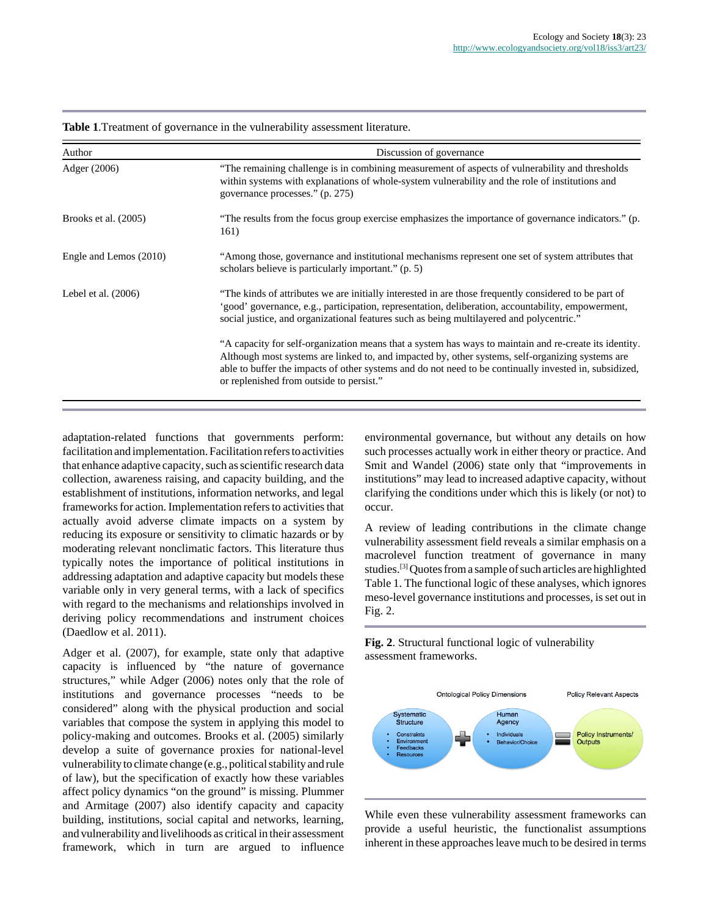**Table 1**.Treatment of governance in the vulnerability assessment literature.

| Author | Discussion of governance |
|---|---|
| Adger (2006) | "The remaining challenge is in combining measurement of aspects of vulnerability and thresholds within systems with explanations of whole-system vulnerability and the role of institutions and governance processes." (p. 275) |
| Brooks et al. (2005) | "The results from the focus group exercise emphasizes the importance of governance indicators." (p. 161) |
| Engle and Lemos (2010) | "Among those, governance and institutional mechanisms represent one set of system attributes that scholars believe is particularly important." (p. 5) |
| Lebel et al. (2006) | "The kinds of attributes we are initially interested in are those frequently considered to be part of 'good' governance, e.g., participation, representation, deliberation, accountability, empowerment, social justice, and organizational features such as being multilayered and polycentric." |
| | "A capacity for self-organization means that a system has ways to maintain and re-create its identity. Although most systems are linked to, and impacted by, other systems, self-organizing systems are able to buffer the impacts of other systems and do not need to be continually invested in, subsidized, or replenished from outside to persist." |

adaptation-related functions that governments perform: facilitation and implementation. Facilitation refers to activities that enhance adaptive capacity, such as scientific research data collection, awareness raising, and capacity building, and the establishment of institutions, information networks, and legal frameworks for action. Implementation refers to activities that actually avoid adverse climate impacts on a system by reducing its exposure or sensitivity to climatic hazards or by moderating relevant nonclimatic factors. This literature thus typically notes the importance of political institutions in addressing adaptation and adaptive capacity but models these variable only in very general terms, with a lack of specifics with regard to the mechanisms and relationships involved in deriving policy recommendations and instrument choices (Daedlow et al. 2011).

Adger et al. (2007), for example, state only that adaptive capacity is influenced by "the nature of governance structures," while Adger (2006) notes only that the role of institutions and governance processes "needs to be considered" along with the physical production and social variables that compose the system in applying this model to policy-making and outcomes. Brooks et al. (2005) similarly develop a suite of governance proxies for national-level vulnerability to climate change (e.g., political stability and rule of law), but the specification of exactly how these variables affect policy dynamics "on the ground" is missing. Plummer and Armitage (2007) also identify capacity and capacity building, institutions, social capital and networks, learning, and vulnerability and livelihoods as critical in their assessment framework, which in turn are argued to influence environmental governance, but without any details on how such processes actually work in either theory or practice. And Smit and Wandel (2006) state only that "improvements in institutions" may lead to increased adaptive capacity, without clarifying the conditions under which this is likely (or not) to occur.

A review of leading contributions in the climate change vulnerability assessment field reveals a similar emphasis on a macrolevel function treatment of governance in many studies.[3] Quotes from a sample of such articles are highlighted Table 1. The functional logic of these analyses, which ignores meso-level governance institutions and processes, is set out in Fig. 2.

**Fig. 2**. Structural functional logic of vulnerability assessment frameworks.

Ontological Policy Dimensions
Policy Relevant Aspects
Systematic Structure
Constraints
Environment
Feedbacks
Resources
Human Agency
Individuals
Behavior/Choice
Policy Instruments/ Outputs

While even these vulnerability assessment frameworks can provide a useful heuristic, the functionalist assumptions inherent in these approaches leave much to be desired in terms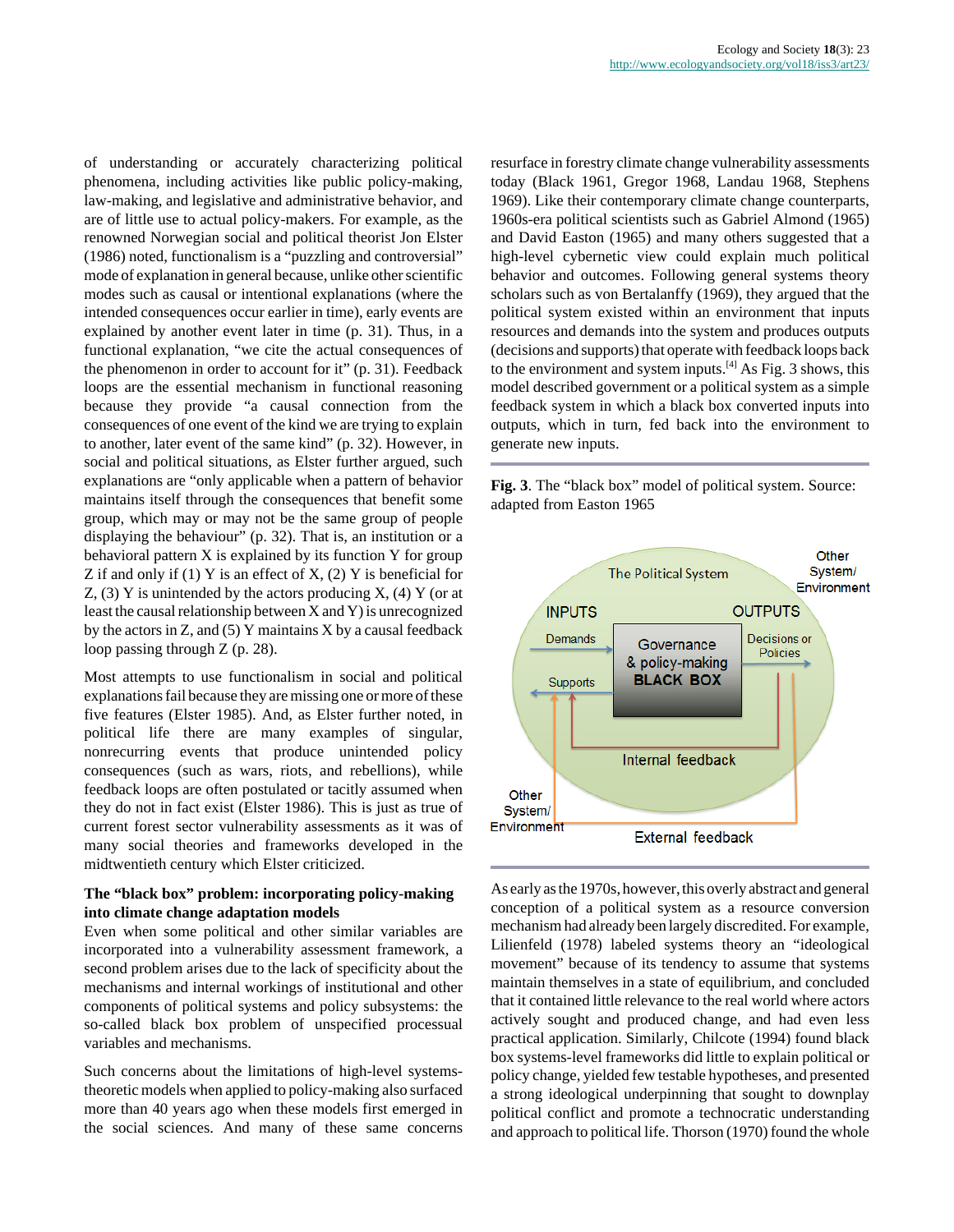of understanding or accurately characterizing political phenomena, including activities like public policy-making, law-making, and legislative and administrative behavior, and are of little use to actual policy-makers. For example, as the renowned Norwegian social and political theorist Jon Elster (1986) noted, functionalism is a "puzzling and controversial" mode of explanation in general because, unlike other scientific modes such as causal or intentional explanations (where the intended consequences occur earlier in time), early events are explained by another event later in time (p. 31). Thus, in a functional explanation, "we cite the actual consequences of the phenomenon in order to account for it" (p. 31). Feedback loops are the essential mechanism in functional reasoning because they provide "a causal connection from the consequences of one event of the kind we are trying to explain to another, later event of the same kind" (p. 32). However, in social and political situations, as Elster further argued, such explanations are "only applicable when a pattern of behavior maintains itself through the consequences that benefit some group, which may or may not be the same group of people displaying the behaviour" (p. 32). That is, an institution or a behavioral pattern X is explained by its function Y for group Z if and only if (1) Y is an effect of X, (2) Y is beneficial for Z, (3) Y is unintended by the actors producing X, (4) Y (or at least the causal relationship between X and Y) is unrecognized by the actors in Z, and (5) Y maintains X by a causal feedback loop passing through Z (p. 28).

Most attempts to use functionalism in social and political explanations fail because they are missing one or more of these five features (Elster 1985). And, as Elster further noted, in political life there are many examples of singular, nonrecurring events that produce unintended policy consequences (such as wars, riots, and rebellions), while feedback loops are often postulated or tacitly assumed when they do not in fact exist (Elster 1986). This is just as true of current forest sector vulnerability assessments as it was of many social theories and frameworks developed in the midtwentieth century which Elster criticized.

**The "black box" problem: incorporating policy-making into climate change adaptation models**

Even when some political and other similar variables are incorporated into a vulnerability assessment framework, a second problem arises due to the lack of specificity about the mechanisms and internal workings of institutional and other components of political systems and policy subsystems: the so-called black box problem of unspecified processual variables and mechanisms.

Such concerns about the limitations of high-level systems-theoretic models when applied to policy-making also surfaced more than 40 years ago when these models first emerged in the social sciences. And many of these same concerns resurface in forestry climate change vulnerability assessments today (Black 1961, Gregor 1968, Landau 1968, Stephens 1969). Like their contemporary climate change counterparts, 1960s-era political scientists such as Gabriel Almond (1965) and David Easton (1965) and many others suggested that a high-level cybernetic view could explain much political behavior and outcomes. Following general systems theory scholars such as von Bertalanffy (1969), they argued that the political system existed within an environment that inputs resources and demands into the system and produces outputs (decisions and supports) that operate with feedback loops back to the environment and system inputs.[4] As Fig. 3 shows, this model described government or a political system as a simple feedback system in which a black box converted inputs into outputs, which in turn, fed back into the environment to generate new inputs.

**Fig. 3**. The "black box" model of political system. Source: adapted from Easton 1965

As early as the 1970s, however, this overly abstract and general conception of a political system as a resource conversion mechanism had already been largely discredited. For example, Lilienfeld (1978) labeled systems theory an "ideological movement" because of its tendency to assume that systems maintain themselves in a state of equilibrium, and concluded that it contained little relevance to the real world where actors actively sought and produced change, and had even less practical application. Similarly, Chilcote (1994) found black box systems-level frameworks did little to explain political or policy change, yielded few testable hypotheses, and presented a strong ideological underpinning that sought to downplay political conflict and promote a technocratic understanding and approach to political life. Thorson (1970) found the whole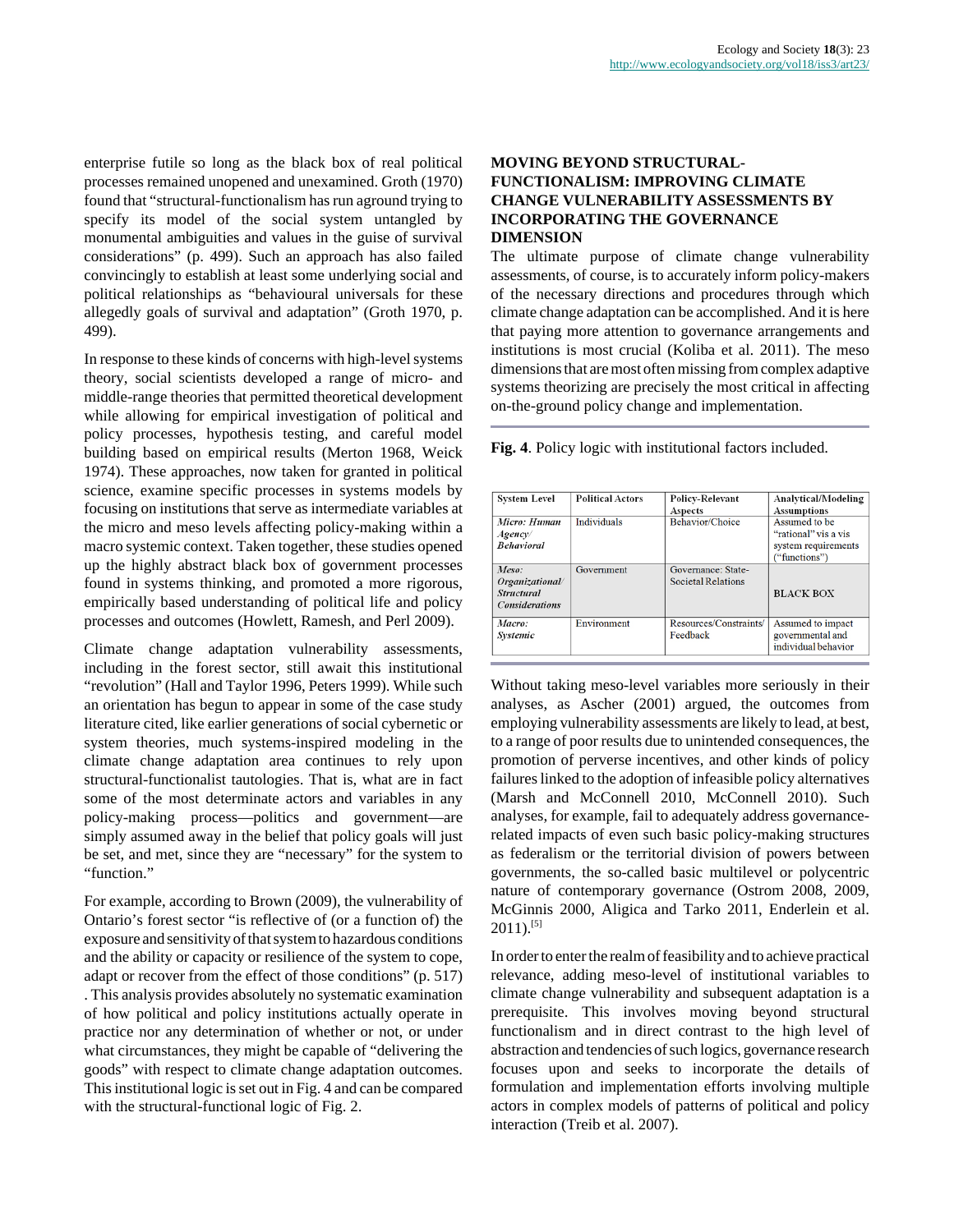enterprise futile so long as the black box of real political processes remained unopened and unexamined. Groth (1970) found that "structural-functionalism has run aground trying to specify its model of the social system untangled by monumental ambiguities and values in the guise of survival considerations" (p. 499). Such an approach has also failed convincingly to establish at least some underlying social and political relationships as "behavioural universals for these allegedly goals of survival and adaptation" (Groth 1970, p. 499).

In response to these kinds of concerns with high-level systems theory, social scientists developed a range of micro- and middle-range theories that permitted theoretical development while allowing for empirical investigation of political and policy processes, hypothesis testing, and careful model building based on empirical results (Merton 1968, Weick 1974). These approaches, now taken for granted in political science, examine specific processes in systems models by focusing on institutions that serve as intermediate variables at the micro and meso levels affecting policy-making within a macro systemic context. Taken together, these studies opened up the highly abstract black box of government processes found in systems thinking, and promoted a more rigorous, empirically based understanding of political life and policy processes and outcomes (Howlett, Ramesh, and Perl 2009).

Climate change adaptation vulnerability assessments, including in the forest sector, still await this institutional "revolution" (Hall and Taylor 1996, Peters 1999). While such an orientation has begun to appear in some of the case study literature cited, like earlier generations of social cybernetic or system theories, much systems-inspired modeling in the climate change adaptation area continues to rely upon structural-functionalist tautologies. That is, what are in fact some of the most determinate actors and variables in any policy-making process—politics and government—are simply assumed away in the belief that policy goals will just be set, and met, since they are "necessary" for the system to "function."

For example, according to Brown (2009), the vulnerability of Ontario's forest sector "is reflective of (or a function of) the exposure and sensitivity of that system to hazardous conditions and the ability or capacity or resilience of the system to cope, adapt or recover from the effect of those conditions" (p. 517) . This analysis provides absolutely no systematic examination of how political and policy institutions actually operate in practice nor any determination of whether or not, or under what circumstances, they might be capable of "delivering the goods" with respect to climate change adaptation outcomes. This institutional logic is set out in Fig. 4 and can be compared with the structural-functional logic of Fig. 2.

## MOVING BEYOND STRUCTURAL-FUNCTIONALISM: IMPROVING CLIMATE CHANGE VULNERABILITY ASSESSMENTS BY INCORPORATING THE GOVERNANCE DIMENSION

The ultimate purpose of climate change vulnerability assessments, of course, is to accurately inform policy-makers of the necessary directions and procedures through which climate change adaptation can be accomplished. And it is here that paying more attention to governance arrangements and institutions is most crucial (Koliba et al. 2011). The meso dimensions that are most often missing from complex adaptive systems theorizing are precisely the most critical in affecting on-the-ground policy change and implementation.

**Fig. 4**. Policy logic with institutional factors included.

| System Level | Political Actors | Policy-Relevant Aspects | Analytical/Modeling Assumptions |
|---|---|---|---|
| *Micro: Human Agency/ Behavioral* | Individuals | Behavior/Choice | Assumed to be "rational" vis a vis system requirements ("functions") |
| *Meso: Organizational/ Structural Considerations* | Government | Governance: State-Societal Relations | BLACK BOX |
| *Macro: Systemic* | Environment | Resources/Constraints/ Feedback | Assumed to impact governmental and individual behavior |

Without taking meso-level variables more seriously in their analyses, as Ascher (2001) argued, the outcomes from employing vulnerability assessments are likely to lead, at best, to a range of poor results due to unintended consequences, the promotion of perverse incentives, and other kinds of policy failures linked to the adoption of infeasible policy alternatives (Marsh and McConnell 2010, McConnell 2010). Such analyses, for example, fail to adequately address governance-related impacts of even such basic policy-making structures as federalism or the territorial division of powers between governments, the so-called basic multilevel or polycentric nature of contemporary governance (Ostrom 2008, 2009, McGinnis 2000, Aligica and Tarko 2011, Enderlein et al. 2011).[5]

In order to enter the realm of feasibility and to achieve practical relevance, adding meso-level of institutional variables to climate change vulnerability and subsequent adaptation is a prerequisite. This involves moving beyond structural functionalism and in direct contrast to the high level of abstraction and tendencies of such logics, governance research focuses upon and seeks to incorporate the details of formulation and implementation efforts involving multiple actors in complex models of patterns of political and policy interaction (Treib et al. 2007).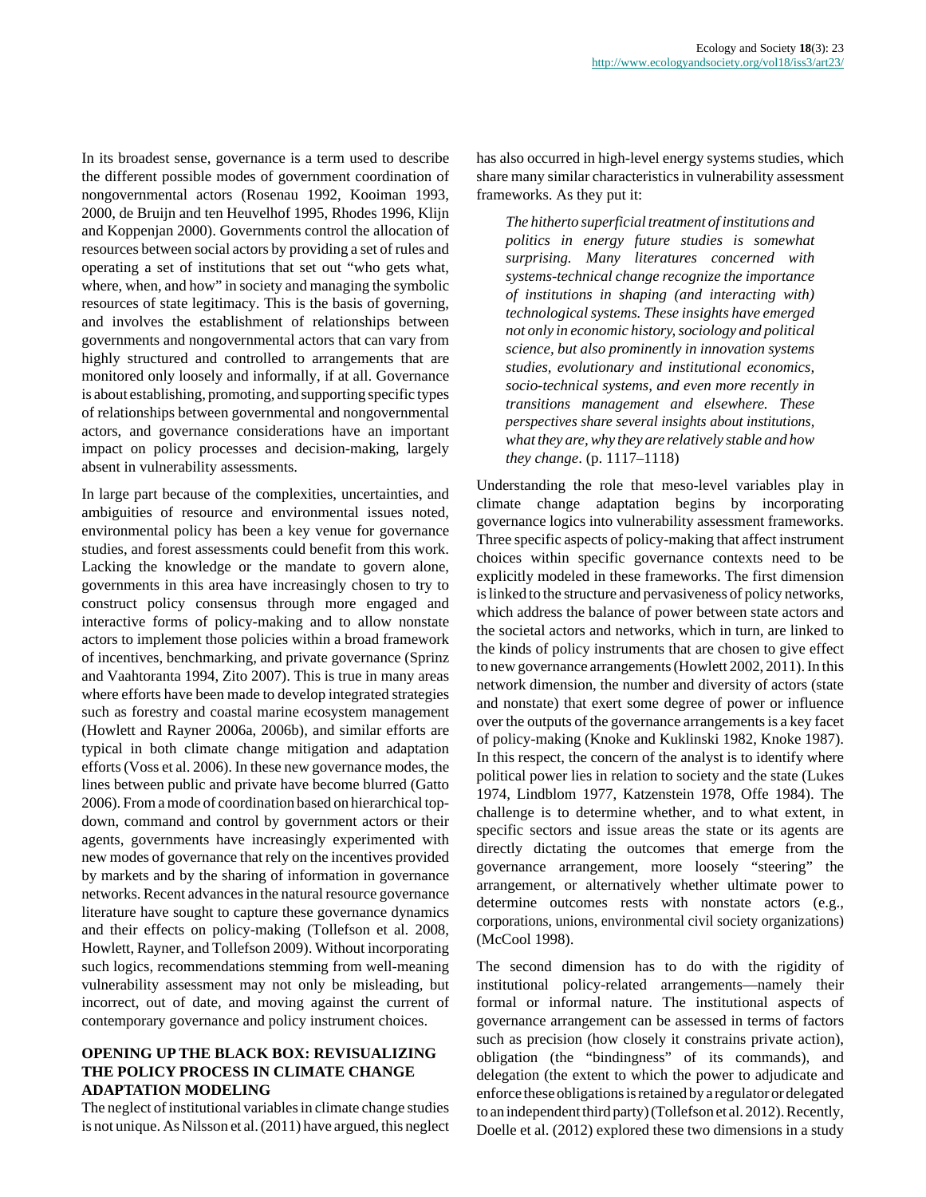In its broadest sense, governance is a term used to describe the different possible modes of government coordination of nongovernmental actors (Rosenau 1992, Kooiman 1993, 2000, de Bruijn and ten Heuvelhof 1995, Rhodes 1996, Klijn and Koppenjan 2000). Governments control the allocation of resources between social actors by providing a set of rules and operating a set of institutions that set out "who gets what, where, when, and how" in society and managing the symbolic resources of state legitimacy. This is the basis of governing, and involves the establishment of relationships between governments and nongovernmental actors that can vary from highly structured and controlled to arrangements that are monitored only loosely and informally, if at all. Governance is about establishing, promoting, and supporting specific types of relationships between governmental and nongovernmental actors, and governance considerations have an important impact on policy processes and decision-making, largely absent in vulnerability assessments.

In large part because of the complexities, uncertainties, and ambiguities of resource and environmental issues noted, environmental policy has been a key venue for governance studies, and forest assessments could benefit from this work. Lacking the knowledge or the mandate to govern alone, governments in this area have increasingly chosen to try to construct policy consensus through more engaged and interactive forms of policy-making and to allow nonstate actors to implement those policies within a broad framework of incentives, benchmarking, and private governance (Sprinz and Vaahtoranta 1994, Zito 2007). This is true in many areas where efforts have been made to develop integrated strategies such as forestry and coastal marine ecosystem management (Howlett and Rayner 2006a, 2006b), and similar efforts are typical in both climate change mitigation and adaptation efforts (Voss et al. 2006). In these new governance modes, the lines between public and private have become blurred (Gatto 2006). From a mode of coordination based on hierarchical top-down, command and control by government actors or their agents, governments have increasingly experimented with new modes of governance that rely on the incentives provided by markets and by the sharing of information in governance networks. Recent advances in the natural resource governance literature have sought to capture these governance dynamics and their effects on policy-making (Tollefson et al. 2008, Howlett, Rayner, and Tollefson 2009). Without incorporating such logics, recommendations stemming from well-meaning vulnerability assessment may not only be misleading, but incorrect, out of date, and moving against the current of contemporary governance and policy instrument choices.

## OPENING UP THE BLACK BOX: REVISUALIZING THE POLICY PROCESS IN CLIMATE CHANGE ADAPTATION MODELING

The neglect of institutional variables in climate change studies is not unique. As Nilsson et al. (2011) have argued, this neglect has also occurred in high-level energy systems studies, which share many similar characteristics in vulnerability assessment frameworks. As they put it:

> *The hitherto superficial treatment of institutions and politics in energy future studies is somewhat surprising. Many literatures concerned with systems-technical change recognize the importance of institutions in shaping (and interacting with) technological systems. These insights have emerged not only in economic history, sociology and political science, but also prominently in innovation systems studies, evolutionary and institutional economics, socio-technical systems, and even more recently in transitions management and elsewhere. These perspectives share several insights about institutions, what they are, why they are relatively stable and how they change*. (p. 1117–1118)

Understanding the role that meso-level variables play in climate change adaptation begins by incorporating governance logics into vulnerability assessment frameworks. Three specific aspects of policy-making that affect instrument choices within specific governance contexts need to be explicitly modeled in these frameworks. The first dimension is linked to the structure and pervasiveness of policy networks, which address the balance of power between state actors and the societal actors and networks, which in turn, are linked to the kinds of policy instruments that are chosen to give effect to new governance arrangements (Howlett 2002, 2011). In this network dimension, the number and diversity of actors (state and nonstate) that exert some degree of power or influence over the outputs of the governance arrangements is a key facet of policy-making (Knoke and Kuklinski 1982, Knoke 1987). In this respect, the concern of the analyst is to identify where political power lies in relation to society and the state (Lukes 1974, Lindblom 1977, Katzenstein 1978, Offe 1984). The challenge is to determine whether, and to what extent, in specific sectors and issue areas the state or its agents are directly dictating the outcomes that emerge from the governance arrangement, more loosely "steering" the arrangement, or alternatively whether ultimate power to determine outcomes rests with nonstate actors (e.g., corporations, unions, environmental civil society organizations) (McCool 1998).

The second dimension has to do with the rigidity of institutional policy-related arrangements—namely their formal or informal nature. The institutional aspects of governance arrangement can be assessed in terms of factors such as precision (how closely it constrains private action), obligation (the "bindingness" of its commands), and delegation (the extent to which the power to adjudicate and enforce these obligations is retained by a regulator or delegated to an independent third party) (Tollefson et al. 2012). Recently, Doelle et al. (2012) explored these two dimensions in a study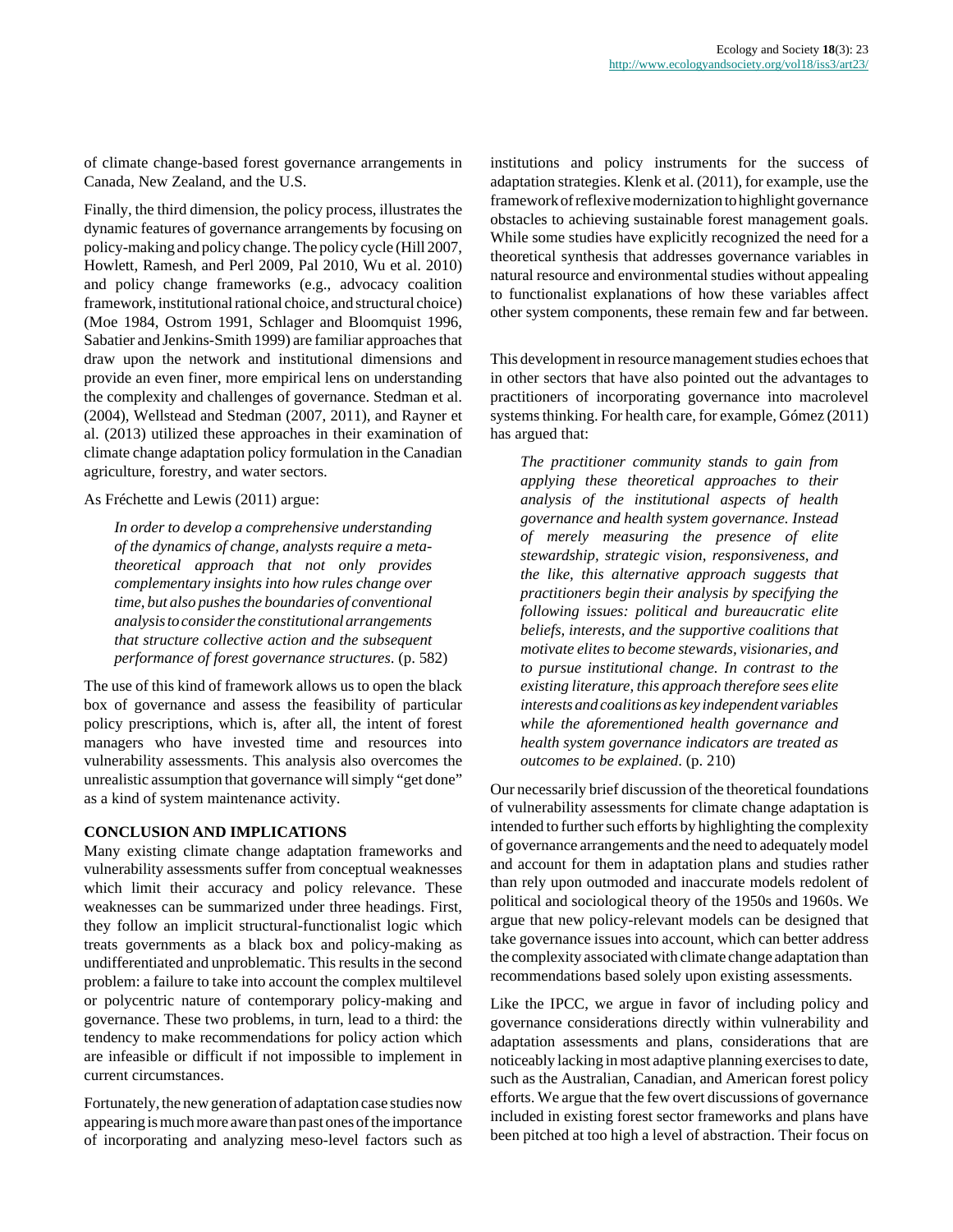of climate change-based forest governance arrangements in Canada, New Zealand, and the U.S.

Finally, the third dimension, the policy process, illustrates the dynamic features of governance arrangements by focusing on policy-making and policy change. The policy cycle (Hill 2007, Howlett, Ramesh, and Perl 2009, Pal 2010, Wu et al. 2010) and policy change frameworks (e.g., advocacy coalition framework, institutional rational choice, and structural choice) (Moe 1984, Ostrom 1991, Schlager and Bloomquist 1996, Sabatier and Jenkins-Smith 1999) are familiar approaches that draw upon the network and institutional dimensions and provide an even finer, more empirical lens on understanding the complexity and challenges of governance. Stedman et al. (2004), Wellstead and Stedman (2007, 2011), and Rayner et al. (2013) utilized these approaches in their examination of climate change adaptation policy formulation in the Canadian agriculture, forestry, and water sectors.

As Fréchette and Lewis (2011) argue:

> *In order to develop a comprehensive understanding of the dynamics of change, analysts require a meta-theoretical approach that not only provides complementary insights into how rules change over time, but also pushes the boundaries of conventional analysis to consider the constitutional arrangements that structure collective action and the subsequent performance of forest governance structures*. (p. 582)

The use of this kind of framework allows us to open the black box of governance and assess the feasibility of particular policy prescriptions, which is, after all, the intent of forest managers who have invested time and resources into vulnerability assessments. This analysis also overcomes the unrealistic assumption that governance will simply "get done" as a kind of system maintenance activity.

## CONCLUSION AND IMPLICATIONS

Many existing climate change adaptation frameworks and vulnerability assessments suffer from conceptual weaknesses which limit their accuracy and policy relevance. These weaknesses can be summarized under three headings. First, they follow an implicit structural-functionalist logic which treats governments as a black box and policy-making as undifferentiated and unproblematic. This results in the second problem: a failure to take into account the complex multilevel or polycentric nature of contemporary policy-making and governance. These two problems, in turn, lead to a third: the tendency to make recommendations for policy action which are infeasible or difficult if not impossible to implement in current circumstances.

Fortunately, the new generation of adaptation case studies now appearing is much more aware than past ones of the importance of incorporating and analyzing meso-level factors such as institutions and policy instruments for the success of adaptation strategies. Klenk et al. (2011), for example, use the framework of reflexive modernization to highlight governance obstacles to achieving sustainable forest management goals. While some studies have explicitly recognized the need for a theoretical synthesis that addresses governance variables in natural resource and environmental studies without appealing to functionalist explanations of how these variables affect other system components, these remain few and far between.

This development in resource management studies echoes that in other sectors that have also pointed out the advantages to practitioners of incorporating governance into macrolevel systems thinking. For health care, for example, Gómez (2011) has argued that:

> *The practitioner community stands to gain from applying these theoretical approaches to their analysis of the institutional aspects of health governance and health system governance. Instead of merely measuring the presence of elite stewardship, strategic vision, responsiveness, and the like, this alternative approach suggests that practitioners begin their analysis by specifying the following issues: political and bureaucratic elite beliefs, interests, and the supportive coalitions that motivate elites to become stewards, visionaries, and to pursue institutional change. In contrast to the existing literature, this approach therefore sees elite interests and coalitions as key independent variables while the aforementioned health governance and health system governance indicators are treated as outcomes to be explained*. (p. 210)

Our necessarily brief discussion of the theoretical foundations of vulnerability assessments for climate change adaptation is intended to further such efforts by highlighting the complexity of governance arrangements and the need to adequately model and account for them in adaptation plans and studies rather than rely upon outmoded and inaccurate models redolent of political and sociological theory of the 1950s and 1960s. We argue that new policy-relevant models can be designed that take governance issues into account, which can better address the complexity associated with climate change adaptation than recommendations based solely upon existing assessments.

Like the IPCC, we argue in favor of including policy and governance considerations directly within vulnerability and adaptation assessments and plans, considerations that are noticeably lacking in most adaptive planning exercises to date, such as the Australian, Canadian, and American forest policy efforts. We argue that the few overt discussions of governance included in existing forest sector frameworks and plans have been pitched at too high a level of abstraction. Their focus on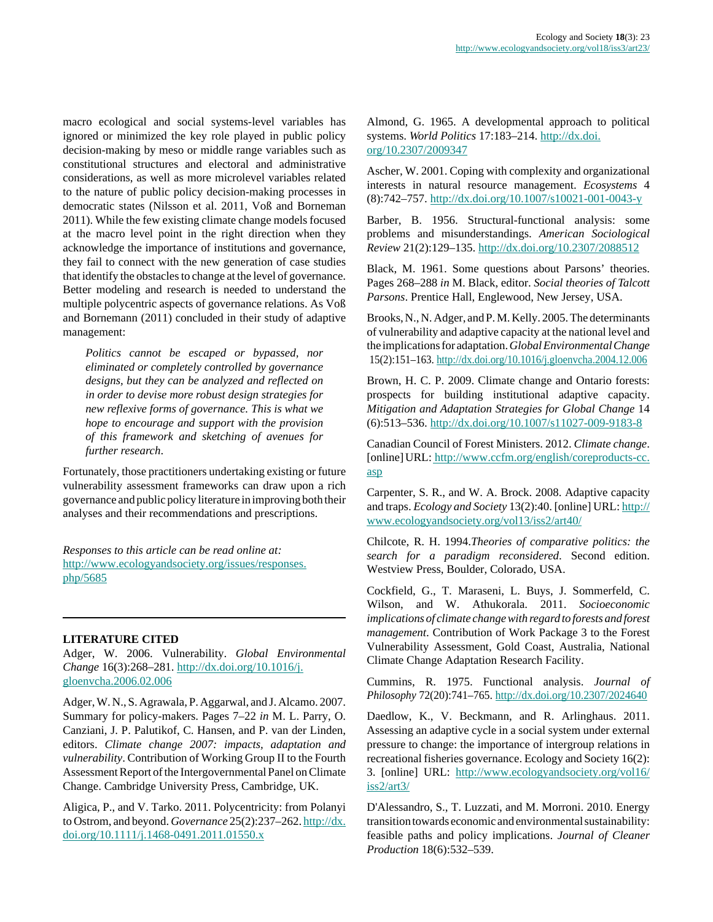macro ecological and social systems-level variables has ignored or minimized the key role played in public policy decision-making by meso or middle range variables such as constitutional structures and electoral and administrative considerations, as well as more microlevel variables related to the nature of public policy decision-making processes in democratic states (Nilsson et al. 2011, Voß and Borneman 2011). While the few existing climate change models focused at the macro level point in the right direction when they acknowledge the importance of institutions and governance, they fail to connect with the new generation of case studies that identify the obstacles to change at the level of governance. Better modeling and research is needed to understand the multiple polycentric aspects of governance relations. As Voß and Bornemann (2011) concluded in their study of adaptive management:

> *Politics cannot be escaped or bypassed, nor eliminated or completely controlled by governance designs, but they can be analyzed and reflected on in order to devise more robust design strategies for new reflexive forms of governance. This is what we hope to encourage and support with the provision of this framework and sketching of avenues for further research*.

Fortunately, those practitioners undertaking existing or future vulnerability assessment frameworks can draw upon a rich governance and public policy literature in improving both their analyses and their recommendations and prescriptions.

*Responses to this article can be read online at:*
http://www.ecologyandsociety.org/issues/responses.php/5685

---

**LITERATURE CITED**

Adger, W. 2006. Vulnerability. *Global Environmental Change* 16(3):268–281. http://dx.doi.org/10.1016/j.gloenvcha.2006.02.006

Adger, W. N., S. Agrawala, P. Aggarwal, and J. Alcamo. 2007. Summary for policy-makers. Pages 7–22 *in* M. L. Parry, O. Canziani, J. P. Palutikof, C. Hansen, and P. van der Linden, editors. *Climate change 2007: impacts, adaptation and vulnerability*. Contribution of Working Group II to the Fourth Assessment Report of the Intergovernmental Panel on Climate Change. Cambridge University Press, Cambridge, UK.

Aligica, P., and V. Tarko. 2011. Polycentricity: from Polanyi to Ostrom, and beyond. *Governance* 25(2):237–262. http://dx.doi.org/10.1111/j.1468-0491.2011.01550.x

Almond, G. 1965. A developmental approach to political systems. *World Politics* 17:183–214. http://dx.doi.org/10.2307/2009347

Ascher, W. 2001. Coping with complexity and organizational interests in natural resource management. *Ecosystems* 4 (8):742–757. http://dx.doi.org/10.1007/s10021-001-0043-y

Barber, B. 1956. Structural-functional analysis: some problems and misunderstandings. *American Sociological Review* 21(2):129–135. http://dx.doi.org/10.2307/2088512

Black, M. 1961. Some questions about Parsons' theories. Pages 268–288 *in* M. Black, editor. *Social theories of Talcott Parsons*. Prentice Hall, Englewood, New Jersey, USA.

Brooks, N., N. Adger, and P. M. Kelly. 2005. The determinants of vulnerability and adaptive capacity at the national level and the implications for adaptation. *Global Environmental Change* 15(2):151–163. http://dx.doi.org/10.1016/j.gloenvcha.2004.12.006

Brown, H. C. P. 2009. Climate change and Ontario forests: prospects for building institutional adaptive capacity. *Mitigation and Adaptation Strategies for Global Change* 14 (6):513–536. http://dx.doi.org/10.1007/s11027-009-9183-8

Canadian Council of Forest Ministers. 2012. *Climate change*. [online] URL: http://www.ccfm.org/english/coreproducts-cc.asp

Carpenter, S. R., and W. A. Brock. 2008. Adaptive capacity and traps. *Ecology and Society* 13(2):40. [online] URL: http://www.ecologyandsociety.org/vol13/iss2/art40/

Chilcote, R. H. 1994.*Theories of comparative politics: the search for a paradigm reconsidered*. Second edition. Westview Press, Boulder, Colorado, USA.

Cockfield, G., T. Maraseni, L. Buys, J. Sommerfeld, C. Wilson, and W. Athukorala. 2011. *Socioeconomic implications of climate change with regard to forests and forest management*. Contribution of Work Package 3 to the Forest Vulnerability Assessment, Gold Coast, Australia, National Climate Change Adaptation Research Facility.

Cummins, R. 1975. Functional analysis. *Journal of Philosophy* 72(20):741–765. http://dx.doi.org/10.2307/2024640

Daedlow, K., V. Beckmann, and R. Arlinghaus. 2011. Assessing an adaptive cycle in a social system under external pressure to change: the importance of intergroup relations in recreational fisheries governance. Ecology and Society 16(2): 3. [online] URL: http://www.ecologyandsociety.org/vol16/iss2/art3/

D'Alessandro, S., T. Luzzati, and M. Morroni. 2010. Energy transition towards economic and environmental sustainability: feasible paths and policy implications. *Journal of Cleaner Production* 18(6):532–539.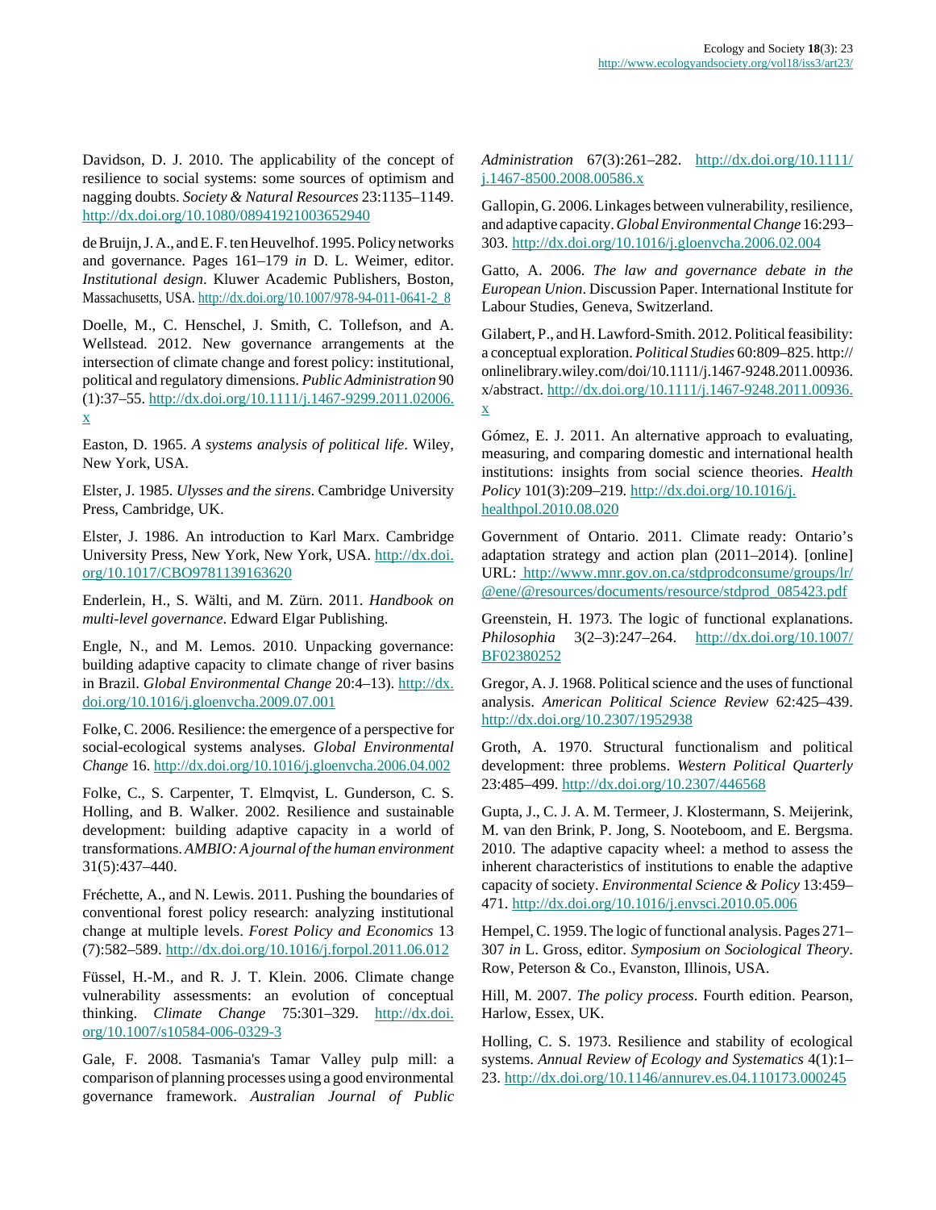Davidson, D. J. 2010. The applicability of the concept of resilience to social systems: some sources of optimism and nagging doubts. *Society & Natural Resources* 23:1135–1149. http://dx.doi.org/10.1080/08941921003652940

de Bruijn, J. A., and E. F. ten Heuvelhof. 1995. Policy networks and governance. Pages 161–179 *in* D. L. Weimer, editor. *Institutional design*. Kluwer Academic Publishers, Boston, Massachusetts, USA. http://dx.doi.org/10.1007/978-94-011-0641-2_8

Doelle, M., C. Henschel, J. Smith, C. Tollefson, and A. Wellstead. 2012. New governance arrangements at the intersection of climate change and forest policy: institutional, political and regulatory dimensions. *Public Administration* 90 (1):37–55. http://dx.doi.org/10.1111/j.1467-9299.2011.02006.x

Easton, D. 1965. *A systems analysis of political life*. Wiley, New York, USA.

Elster, J. 1985. *Ulysses and the sirens*. Cambridge University Press, Cambridge, UK.

Elster, J. 1986. An introduction to Karl Marx. Cambridge University Press, New York, New York, USA. http://dx.doi.org/10.1017/CBO9781139163620

Enderlein, H., S. Wälti, and M. Zürn. 2011. *Handbook on multi-level governance*. Edward Elgar Publishing.

Engle, N., and M. Lemos. 2010. Unpacking governance: building adaptive capacity to climate change of river basins in Brazil. *Global Environmental Change* 20:4–13). http://dx.doi.org/10.1016/j.gloenvcha.2009.07.001

Folke, C. 2006. Resilience: the emergence of a perspective for social-ecological systems analyses. *Global Environmental Change* 16. http://dx.doi.org/10.1016/j.gloenvcha.2006.04.002

Folke, C., S. Carpenter, T. Elmqvist, L. Gunderson, C. S. Holling, and B. Walker. 2002. Resilience and sustainable development: building adaptive capacity in a world of transformations. *AMBIO: A journal of the human environment* 31(5):437–440.

Fréchette, A., and N. Lewis. 2011. Pushing the boundaries of conventional forest policy research: analyzing institutional change at multiple levels. *Forest Policy and Economics* 13 (7):582–589. http://dx.doi.org/10.1016/j.forpol.2011.06.012

Füssel, H.-M., and R. J. T. Klein. 2006. Climate change vulnerability assessments: an evolution of conceptual thinking. *Climate Change* 75:301–329. http://dx.doi.org/10.1007/s10584-006-0329-3

Gale, F. 2008. Tasmania's Tamar Valley pulp mill: a comparison of planning processes using a good environmental governance framework. *Australian Journal of Public Administration* 67(3):261–282. http://dx.doi.org/10.1111/j.1467-8500.2008.00586.x

Gallopin, G. 2006. Linkages between vulnerability, resilience, and adaptive capacity. *Global Environmental Change* 16:293–303. http://dx.doi.org/10.1016/j.gloenvcha.2006.02.004

Gatto, A. 2006. *The law and governance debate in the European Union*. Discussion Paper. International Institute for Labour Studies, Geneva, Switzerland.

Gilabert, P., and H. Lawford-Smith. 2012. Political feasibility: a conceptual exploration. *Political Studies* 60:809–825. http://onlinelibrary.wiley.com/doi/10.1111/j.1467-9248.2011.00936.x/abstract. http://dx.doi.org/10.1111/j.1467-9248.2011.00936.x

Gómez, E. J. 2011. An alternative approach to evaluating, measuring, and comparing domestic and international health institutions: insights from social science theories. *Health Policy* 101(3):209–219. http://dx.doi.org/10.1016/j.healthpol.2010.08.020

Government of Ontario. 2011. Climate ready: Ontario's adaptation strategy and action plan (2011–2014). [online] URL: http://www.mnr.gov.on.ca/stdprodconsume/groups/lr/@ene/@resources/documents/resource/stdprod_085423.pdf

Greenstein, H. 1973. The logic of functional explanations. *Philosophia* 3(2–3):247–264. http://dx.doi.org/10.1007/BF02380252

Gregor, A. J. 1968. Political science and the uses of functional analysis. *American Political Science Review* 62:425–439. http://dx.doi.org/10.2307/1952938

Groth, A. 1970. Structural functionalism and political development: three problems. *Western Political Quarterly* 23:485–499. http://dx.doi.org/10.2307/446568

Gupta, J., C. J. A. M. Termeer, J. Klostermann, S. Meijerink, M. van den Brink, P. Jong, S. Nooteboom, and E. Bergsma. 2010. The adaptive capacity wheel: a method to assess the inherent characteristics of institutions to enable the adaptive capacity of society. *Environmental Science & Policy* 13:459–471. http://dx.doi.org/10.1016/j.envsci.2010.05.006

Hempel, C. 1959. The logic of functional analysis. Pages 271–307 *in* L. Gross, editor. *Symposium on Sociological Theory*. Row, Peterson & Co., Evanston, Illinois, USA.

Hill, M. 2007. *The policy process*. Fourth edition. Pearson, Harlow, Essex, UK.

Holling, C. S. 1973. Resilience and stability of ecological systems. *Annual Review of Ecology and Systematics* 4(1):1–23. http://dx.doi.org/10.1146/annurev.es.04.110173.000245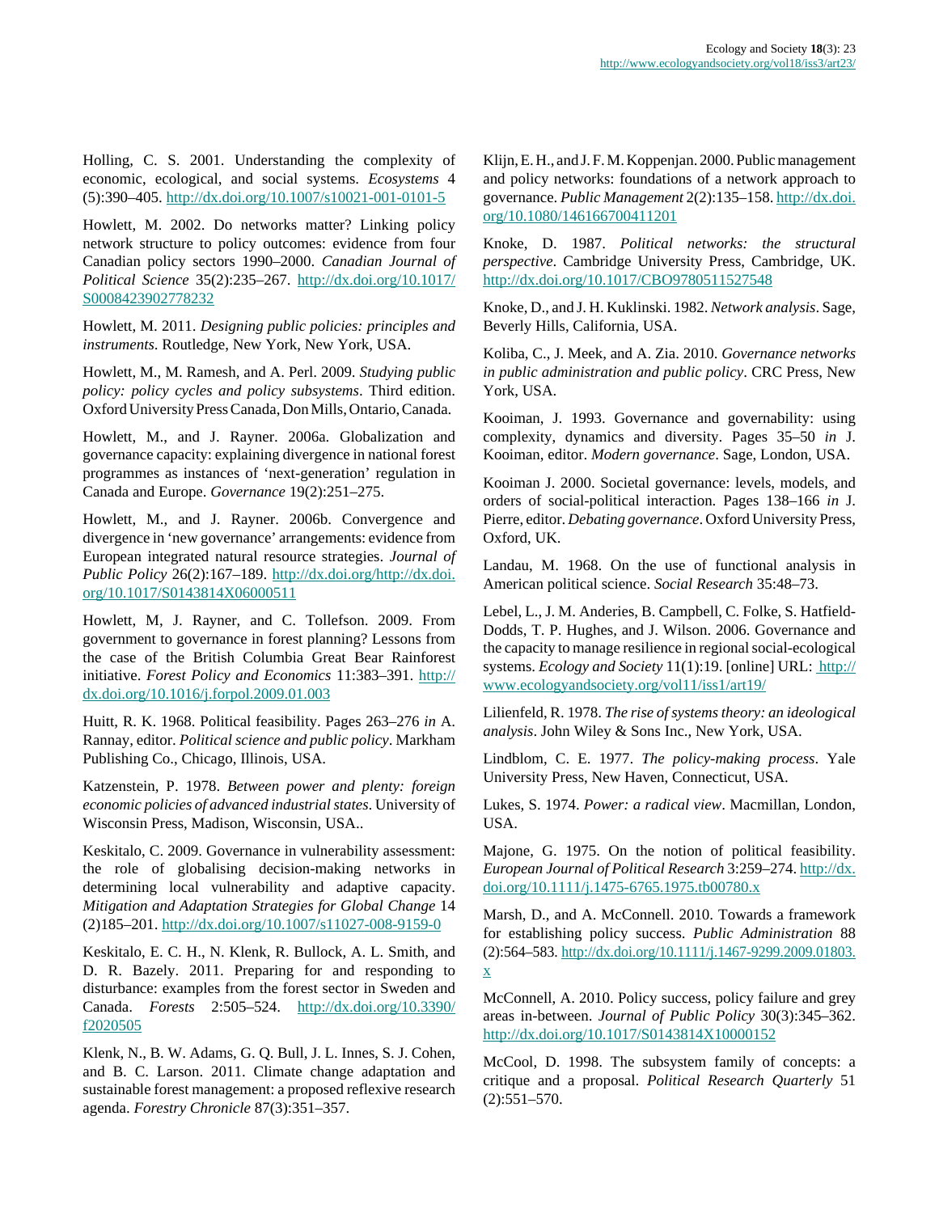Holling, C. S. 2001. Understanding the complexity of economic, ecological, and social systems. *Ecosystems* 4 (5):390–405. http://dx.doi.org/10.1007/s10021-001-0101-5

Howlett, M. 2002. Do networks matter? Linking policy network structure to policy outcomes: evidence from four Canadian policy sectors 1990–2000. *Canadian Journal of Political Science* 35(2):235–267. http://dx.doi.org/10.1017/S0008423902778232

Howlett, M. 2011. *Designing public policies: principles and instruments*. Routledge, New York, New York, USA.

Howlett, M., M. Ramesh, and A. Perl. 2009. *Studying public policy: policy cycles and policy subsystems*. Third edition. Oxford University Press Canada, Don Mills, Ontario, Canada.

Howlett, M., and J. Rayner. 2006a. Globalization and governance capacity: explaining divergence in national forest programmes as instances of 'next-generation' regulation in Canada and Europe. *Governance* 19(2):251–275.

Howlett, M., and J. Rayner. 2006b. Convergence and divergence in 'new governance' arrangements: evidence from European integrated natural resource strategies. *Journal of Public Policy* 26(2):167–189. http://dx.doi.org/http://dx.doi.org/10.1017/S0143814X06000511

Howlett, M, J. Rayner, and C. Tollefson. 2009. From government to governance in forest planning? Lessons from the case of the British Columbia Great Bear Rainforest initiative. *Forest Policy and Economics* 11:383–391. http://dx.doi.org/10.1016/j.forpol.2009.01.003

Huitt, R. K. 1968. Political feasibility. Pages 263–276 *in* A. Rannay, editor. *Political science and public policy*. Markham Publishing Co., Chicago, Illinois, USA.

Katzenstein, P. 1978. *Between power and plenty: foreign economic policies of advanced industrial states*. University of Wisconsin Press, Madison, Wisconsin, USA..

Keskitalo, C. 2009. Governance in vulnerability assessment: the role of globalising decision-making networks in determining local vulnerability and adaptive capacity. *Mitigation and Adaptation Strategies for Global Change* 14 (2)185–201. http://dx.doi.org/10.1007/s11027-008-9159-0

Keskitalo, E. C. H., N. Klenk, R. Bullock, A. L. Smith, and D. R. Bazely. 2011. Preparing for and responding to disturbance: examples from the forest sector in Sweden and Canada. *Forests* 2:505–524. http://dx.doi.org/10.3390/f2020505

Klenk, N., B. W. Adams, G. Q. Bull, J. L. Innes, S. J. Cohen, and B. C. Larson. 2011. Climate change adaptation and sustainable forest management: a proposed reflexive research agenda. *Forestry Chronicle* 87(3):351–357.

Klijn, E. H., and J. F. M. Koppenjan. 2000. Public management and policy networks: foundations of a network approach to governance. *Public Management* 2(2):135–158. http://dx.doi.org/10.1080/146166700411201

Knoke, D. 1987. *Political networks: the structural perspective*. Cambridge University Press, Cambridge, UK. http://dx.doi.org/10.1017/CBO9780511527548

Knoke, D., and J. H. Kuklinski. 1982. *Network analysis*. Sage, Beverly Hills, California, USA.

Koliba, C., J. Meek, and A. Zia. 2010. *Governance networks in public administration and public policy*. CRC Press, New York, USA.

Kooiman, J. 1993. Governance and governability: using complexity, dynamics and diversity. Pages 35–50 *in* J. Kooiman, editor. *Modern governance*. Sage, London, USA.

Kooiman J. 2000. Societal governance: levels, models, and orders of social-political interaction. Pages 138–166 *in* J. Pierre, editor. *Debating governance*. Oxford University Press, Oxford, UK.

Landau, M. 1968. On the use of functional analysis in American political science. *Social Research* 35:48–73.

Lebel, L., J. M. Anderies, B. Campbell, C. Folke, S. Hatfield-Dodds, T. P. Hughes, and J. Wilson. 2006. Governance and the capacity to manage resilience in regional social-ecological systems. *Ecology and Society* 11(1):19. [online] URL: http://www.ecologyandsociety.org/vol11/iss1/art19/

Lilienfeld, R. 1978. *The rise of systems theory: an ideological analysis*. John Wiley & Sons Inc., New York, USA.

Lindblom, C. E. 1977. *The policy-making process*. Yale University Press, New Haven, Connecticut, USA.

Lukes, S. 1974. *Power: a radical view*. Macmillan, London, USA.

Majone, G. 1975. On the notion of political feasibility. *European Journal of Political Research* 3:259–274. http://dx.doi.org/10.1111/j.1475-6765.1975.tb00780.x

Marsh, D., and A. McConnell. 2010. Towards a framework for establishing policy success. *Public Administration* 88 (2):564–583. http://dx.doi.org/10.1111/j.1467-9299.2009.01803.x

McConnell, A. 2010. Policy success, policy failure and grey areas in-between. *Journal of Public Policy* 30(3):345–362. http://dx.doi.org/10.1017/S0143814X10000152

McCool, D. 1998. The subsystem family of concepts: a critique and a proposal. *Political Research Quarterly* 51 (2):551–570.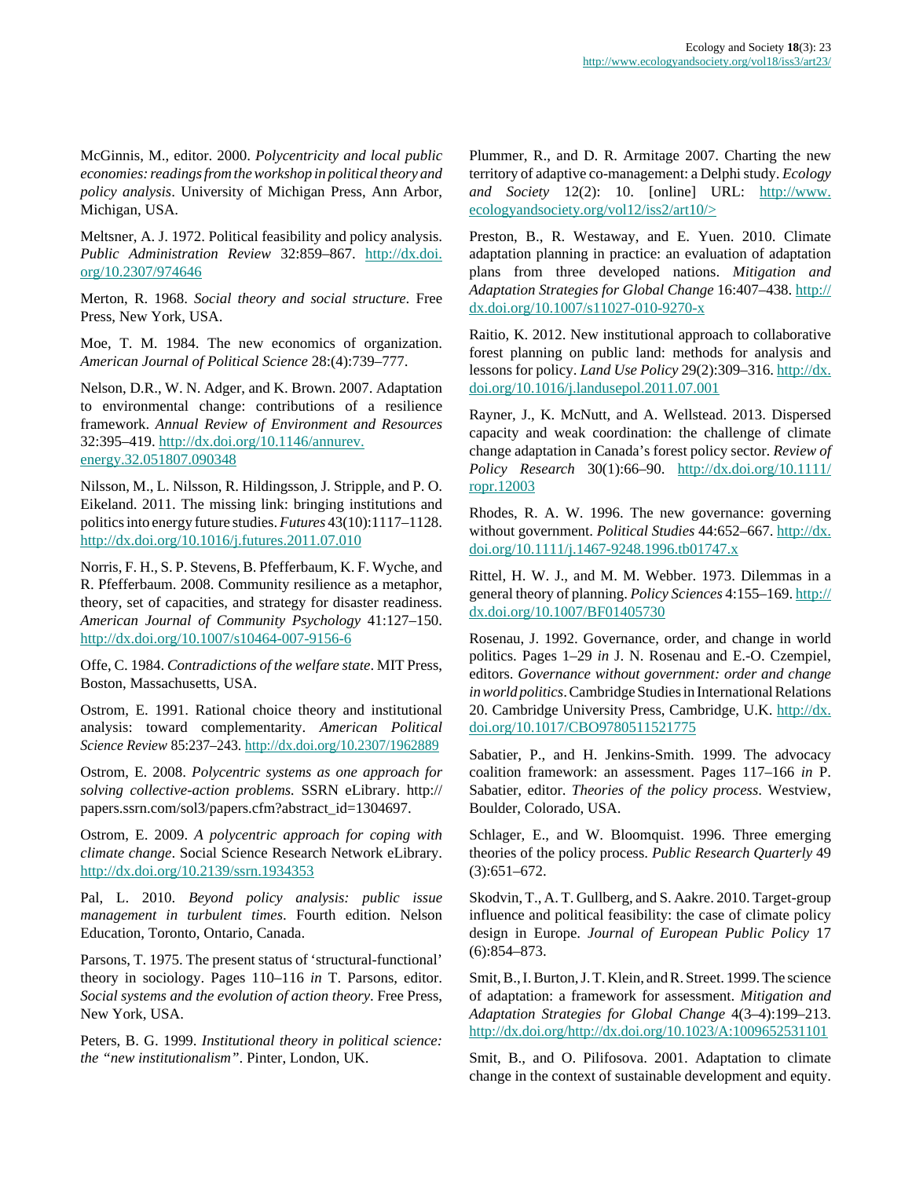McGinnis, M., editor. 2000. *Polycentricity and local public economies: readings from the workshop in political theory and policy analysis*. University of Michigan Press, Ann Arbor, Michigan, USA.

Meltsner, A. J. 1972. Political feasibility and policy analysis. *Public Administration Review* 32:859–867. http://dx.doi.org/10.2307/974646

Merton, R. 1968. *Social theory and social structure*. Free Press, New York, USA.

Moe, T. M. 1984. The new economics of organization. *American Journal of Political Science* 28:(4):739–777.

Nelson, D.R., W. N. Adger, and K. Brown. 2007. Adaptation to environmental change: contributions of a resilience framework. *Annual Review of Environment and Resources* 32:395–419. http://dx.doi.org/10.1146/annurev.energy.32.051807.090348

Nilsson, M., L. Nilsson, R. Hildingsson, J. Stripple, and P. O. Eikeland. 2011. The missing link: bringing institutions and politics into energy future studies. *Futures* 43(10):1117–1128. http://dx.doi.org/10.1016/j.futures.2011.07.010

Norris, F. H., S. P. Stevens, B. Pfefferbaum, K. F. Wyche, and R. Pfefferbaum. 2008. Community resilience as a metaphor, theory, set of capacities, and strategy for disaster readiness. *American Journal of Community Psychology* 41:127–150. http://dx.doi.org/10.1007/s10464-007-9156-6

Offe, C. 1984. *Contradictions of the welfare state*. MIT Press, Boston, Massachusetts, USA.

Ostrom, E. 1991. Rational choice theory and institutional analysis: toward complementarity. *American Political Science Review* 85:237–243. http://dx.doi.org/10.2307/1962889

Ostrom, E. 2008. *Polycentric systems as one approach for solving collective-action problems.* SSRN eLibrary. http://papers.ssrn.com/sol3/papers.cfm?abstract_id=1304697.

Ostrom, E. 2009. *A polycentric approach for coping with climate change*. Social Science Research Network eLibrary. http://dx.doi.org/10.2139/ssrn.1934353

Pal, L. 2010. *Beyond policy analysis: public issue management in turbulent times*. Fourth edition. Nelson Education, Toronto, Ontario, Canada.

Parsons, T. 1975. The present status of 'structural-functional' theory in sociology. Pages 110–116 *in* T. Parsons, editor. *Social systems and the evolution of action theory*. Free Press, New York, USA.

Peters, B. G. 1999. *Institutional theory in political science: the "new institutionalism"*. Pinter, London, UK.

Plummer, R., and D. R. Armitage 2007. Charting the new territory of adaptive co-management: a Delphi study. *Ecology and Society* 12(2): 10. [online] URL: http://www.ecologyandsociety.org/vol12/iss2/art10/>

Preston, B., R. Westaway, and E. Yuen. 2010. Climate adaptation planning in practice: an evaluation of adaptation plans from three developed nations. *Mitigation and Adaptation Strategies for Global Change* 16:407–438. http://dx.doi.org/10.1007/s11027-010-9270-x

Raitio, K. 2012. New institutional approach to collaborative forest planning on public land: methods for analysis and lessons for policy. *Land Use Policy* 29(2):309–316. http://dx.doi.org/10.1016/j.landusepol.2011.07.001

Rayner, J., K. McNutt, and A. Wellstead. 2013. Dispersed capacity and weak coordination: the challenge of climate change adaptation in Canada's forest policy sector. *Review of Policy Research* 30(1):66–90. http://dx.doi.org/10.1111/ropr.12003

Rhodes, R. A. W. 1996. The new governance: governing without government. *Political Studies* 44:652–667. http://dx.doi.org/10.1111/j.1467-9248.1996.tb01747.x

Rittel, H. W. J., and M. M. Webber. 1973. Dilemmas in a general theory of planning. *Policy Sciences* 4:155–169. http://dx.doi.org/10.1007/BF01405730

Rosenau, J. 1992. Governance, order, and change in world politics. Pages 1–29 *in* J. N. Rosenau and E.-O. Czempiel, editors. *Governance without government: order and change in world politics*. Cambridge Studies in International Relations 20. Cambridge University Press, Cambridge, U.K. http://dx.doi.org/10.1017/CBO9780511521775

Sabatier, P., and H. Jenkins-Smith. 1999. The advocacy coalition framework: an assessment. Pages 117–166 *in* P. Sabatier, editor. *Theories of the policy process*. Westview, Boulder, Colorado, USA.

Schlager, E., and W. Bloomquist. 1996. Three emerging theories of the policy process. *Public Research Quarterly* 49 (3):651–672.

Skodvin, T., A. T. Gullberg, and S. Aakre. 2010. Target-group influence and political feasibility: the case of climate policy design in Europe. *Journal of European Public Policy* 17 (6):854–873.

Smit, B., I. Burton, J. T. Klein, and R. Street. 1999. The science of adaptation: a framework for assessment. *Mitigation and Adaptation Strategies for Global Change* 4(3–4):199–213. http://dx.doi.org/http://dx.doi.org/10.1023/A:1009652531101

Smit, B., and O. Pilifosova. 2001. Adaptation to climate change in the context of sustainable development and equity.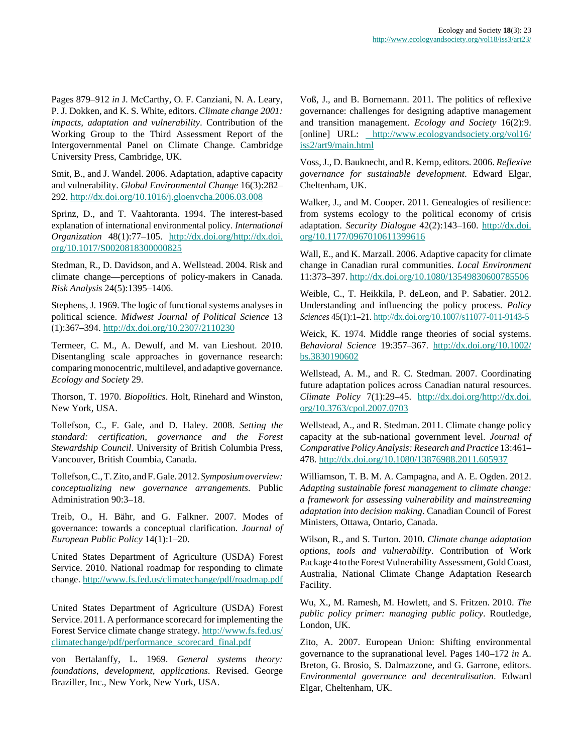Pages 879–912 *in* J. McCarthy, O. F. Canziani, N. A. Leary, P. J. Dokken, and K. S. White, editors. *Climate change 2001: impacts, adaptation and vulnerability*. Contribution of the Working Group to the Third Assessment Report of the Intergovernmental Panel on Climate Change. Cambridge University Press, Cambridge, UK.

Smit, B., and J. Wandel. 2006. Adaptation, adaptive capacity and vulnerability. *Global Environmental Change* 16(3):282–292. http://dx.doi.org/10.1016/j.gloenvcha.2006.03.008

Sprinz, D., and T. Vaahtoranta. 1994. The interest-based explanation of international environmental policy. *International Organization* 48(1):77–105. http://dx.doi.org/http://dx.doi.org/10.1017/S0020818300000825

Stedman, R., D. Davidson, and A. Wellstead. 2004. Risk and climate change—perceptions of policy-makers in Canada. *Risk Analysis* 24(5):1395–1406.

Stephens, J. 1969. The logic of functional systems analyses in political science. *Midwest Journal of Political Science* 13 (1):367–394. http://dx.doi.org/10.2307/2110230

Termeer, C. M., A. Dewulf, and M. van Lieshout. 2010. Disentangling scale approaches in governance research: comparing monocentric, multilevel, and adaptive governance. *Ecology and Society* 29.

Thorson, T. 1970. *Biopolitics*. Holt, Rinehard and Winston, New York, USA.

Tollefson, C., F. Gale, and D. Haley. 2008. *Setting the standard: certification, governance and the Forest Stewardship Council*. University of British Columbia Press, Vancouver, British Coumbia, Canada.

Tollefson, C., T. Zito, and F. Gale. 2012. *Symposium overview: conceptualizing new governance arrangements*. Public Administration 90:3–18.

Treib, O., H. Bähr, and G. Falkner. 2007. Modes of governance: towards a conceptual clarification. *Journal of European Public Policy* 14(1):1–20.

United States Department of Agriculture (USDA) Forest Service. 2010. National roadmap for responding to climate change. http://www.fs.fed.us/climatechange/pdf/roadmap.pdf

United States Department of Agriculture (USDA) Forest Service. 2011. A performance scorecard for implementing the Forest Service climate change strategy. http://www.fs.fed.us/climatechange/pdf/performance_scorecard_final.pdf

von Bertalanffy, L. 1969. *General systems theory: foundations, development, applications*. Revised. George Braziller, Inc., New York, New York, USA.

Voß, J., and B. Bornemann. 2011. The politics of reflexive governance: challenges for designing adaptive management and transition management. *Ecology and Society* 16(2):9. [online] URL: http://www.ecologyandsociety.org/vol16/iss2/art9/main.html

Voss, J., D. Bauknecht, and R. Kemp, editors. 2006. *Reflexive governance for sustainable development*. Edward Elgar, Cheltenham, UK.

Walker, J., and M. Cooper. 2011. Genealogies of resilience: from systems ecology to the political economy of crisis adaptation. *Security Dialogue* 42(2):143–160. http://dx.doi.org/10.1177/0967010611399616

Wall, E., and K. Marzall. 2006. Adaptive capacity for climate change in Canadian rural communities. *Local Environment* 11:373–397. http://dx.doi.org/10.1080/13549830600785506

Weible, C., T. Heikkila, P. deLeon, and P. Sabatier. 2012. Understanding and influencing the policy process. *Policy Sciences* 45(1):1–21. http://dx.doi.org/10.1007/s11077-011-9143-5

Weick, K. 1974. Middle range theories of social systems. *Behavioral Science* 19:357–367. http://dx.doi.org/10.1002/bs.3830190602

Wellstead, A. M., and R. C. Stedman. 2007. Coordinating future adaptation polices across Canadian natural resources. *Climate Policy* 7(1):29–45. http://dx.doi.org/http://dx.doi.org/10.3763/cpol.2007.0703

Wellstead, A., and R. Stedman. 2011. Climate change policy capacity at the sub-national government level. *Journal of Comparative Policy Analysis: Research and Practice* 13:461–478. http://dx.doi.org/10.1080/13876988.2011.605937

Williamson, T. B. M. A. Campagna, and A. E. Ogden. 2012. *Adapting sustainable forest management to climate change: a framework for assessing vulnerability and mainstreaming adaptation into decision making*. Canadian Council of Forest Ministers, Ottawa, Ontario, Canada.

Wilson, R., and S. Turton. 2010. *Climate change adaptation options, tools and vulnerability*. Contribution of Work Package 4 to the Forest Vulnerability Assessment, Gold Coast, Australia, National Climate Change Adaptation Research Facility.

Wu, X., M. Ramesh, M. Howlett, and S. Fritzen. 2010. *The public policy primer: managing public policy*. Routledge, London, UK.

Zito, A. 2007. European Union: Shifting environmental governance to the supranational level. Pages 140–172 *in* A. Breton, G. Brosio, S. Dalmazzone, and G. Garrone, editors. *Environmental governance and decentralisation*. Edward Elgar, Cheltenham, UK.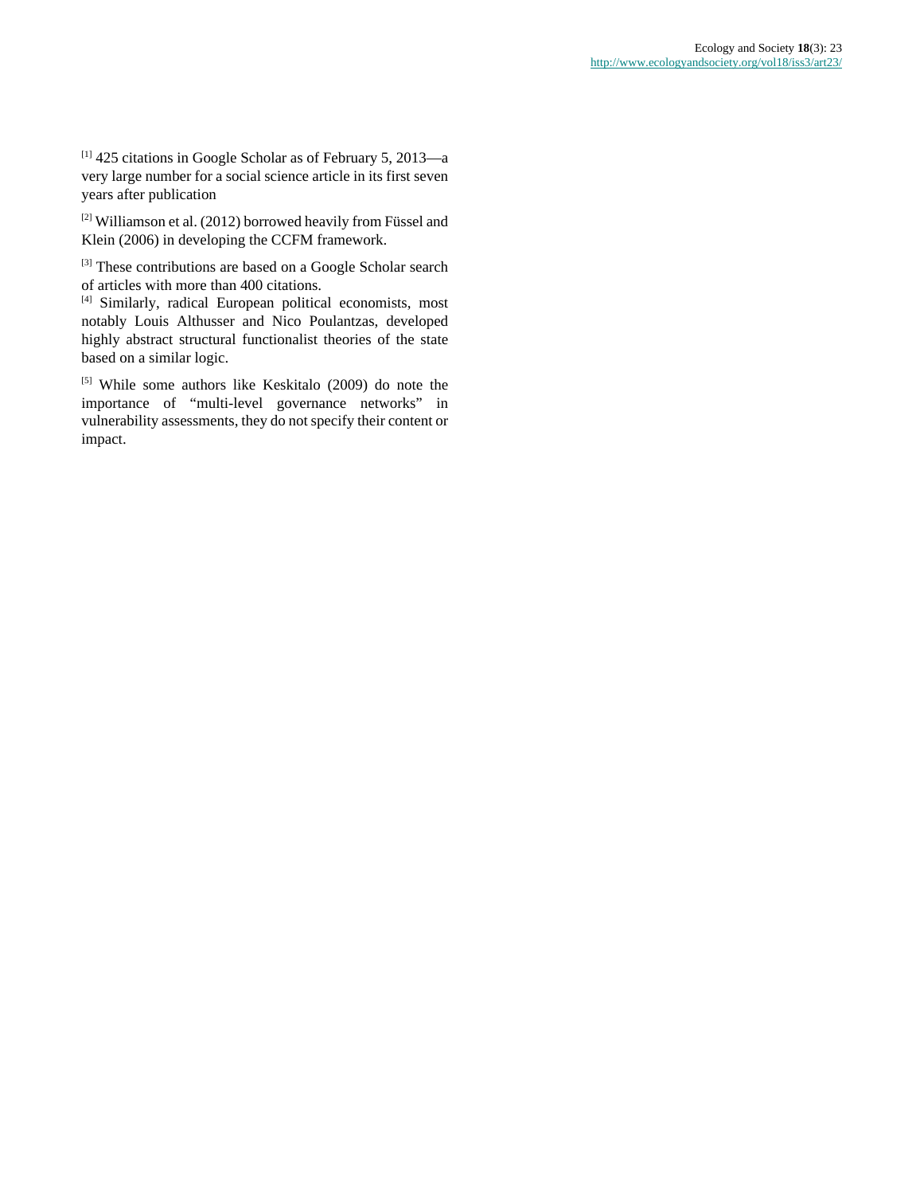[1] 425 citations in Google Scholar as of February 5, 2013—a very large number for a social science article in its first seven years after publication

[2] Williamson et al. (2012) borrowed heavily from Füssel and Klein (2006) in developing the CCFM framework.

[3] These contributions are based on a Google Scholar search of articles with more than 400 citations.

[4] Similarly, radical European political economists, most notably Louis Althusser and Nico Poulantzas, developed highly abstract structural functionalist theories of the state based on a similar logic.

[5] While some authors like Keskitalo (2009) do note the importance of "multi-level governance networks" in vulnerability assessments, they do not specify their content or impact.